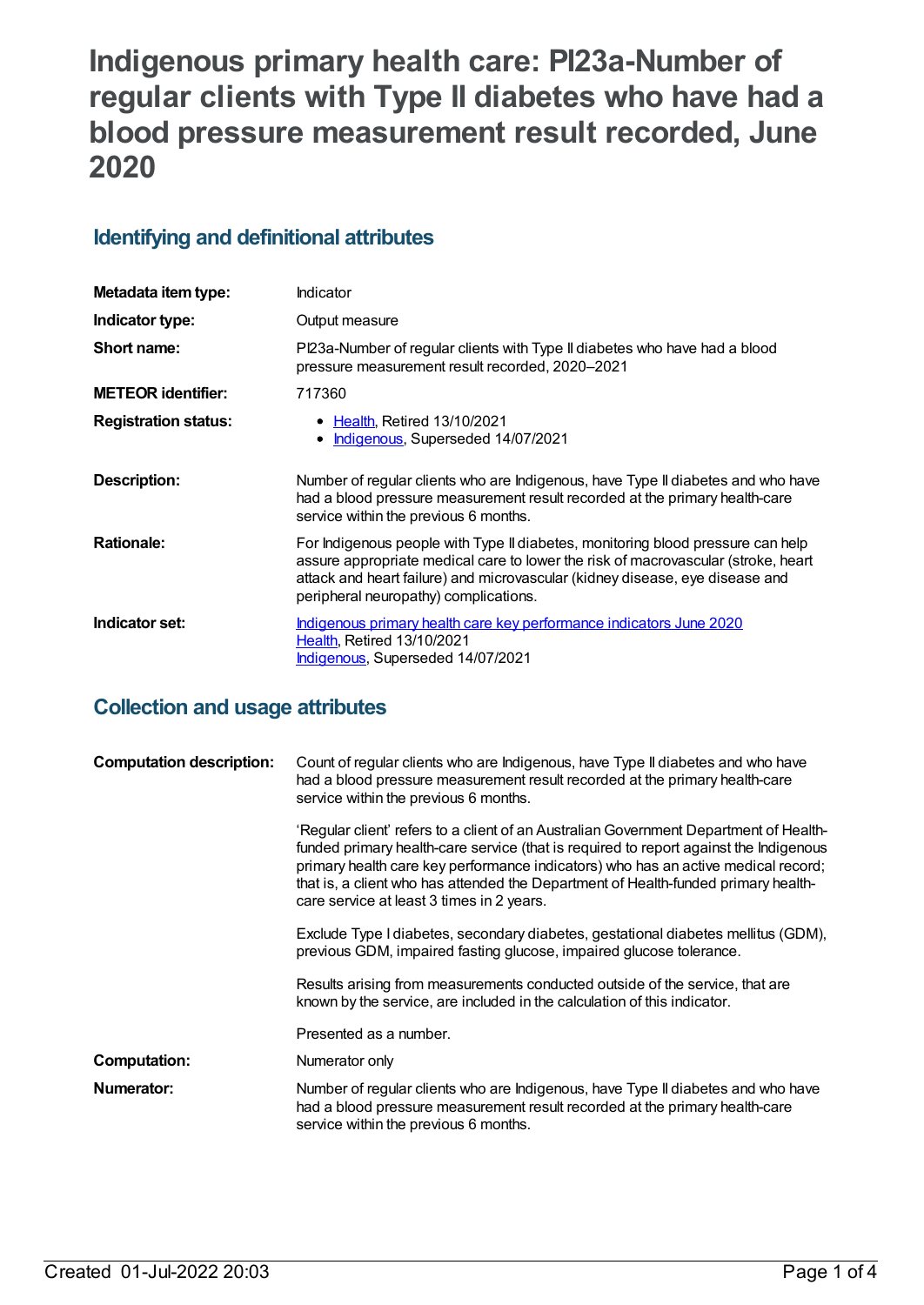# Indigenous primary health care: PI23a-Number of regular clients with Type II diabetes who have had a blood pressure measurement result recorded, June 2020

## Identifying and definitional attributes

| | |
|---|---|
| **Metadata item type:** | Indicator |
| **Indicator type:** | Output measure |
| **Short name:** | PI23a-Number of regular clients with Type II diabetes who have had a blood pressure measurement result recorded, 2020–2021 |
| **METEOR identifier:** | 717360 |
| **Registration status:** | • Health, Retired 13/10/2021<br>• Indigenous, Superseded 14/07/2021 |
| **Description:** | Number of regular clients who are Indigenous, have Type II diabetes and who have had a blood pressure measurement result recorded at the primary health-care service within the previous 6 months. |
| **Rationale:** | For Indigenous people with Type II diabetes, monitoring blood pressure can help assure appropriate medical care to lower the risk of macrovascular (stroke, heart attack and heart failure) and microvascular (kidney disease, eye disease and peripheral neuropathy) complications. |
| **Indicator set:** | Indigenous primary health care key performance indicators June 2020<br>Health, Retired 13/10/2021<br>Indigenous, Superseded 14/07/2021 |

## Collection and usage attributes

| | |
|---|---|
| **Computation description:** | Count of regular clients who are Indigenous, have Type II diabetes and who have had a blood pressure measurement result recorded at the primary health-care service within the previous 6 months.<br><br>'Regular client' refers to a client of an Australian Government Department of Health-funded primary health-care service (that is required to report against the Indigenous primary health care key performance indicators) who has an active medical record; that is, a client who has attended the Department of Health-funded primary health-care service at least 3 times in 2 years.<br><br>Exclude Type I diabetes, secondary diabetes, gestational diabetes mellitus (GDM), previous GDM, impaired fasting glucose, impaired glucose tolerance.<br><br>Results arising from measurements conducted outside of the service, that are known by the service, are included in the calculation of this indicator.<br><br>Presented as a number. |
| **Computation:** | Numerator only |
| **Numerator:** | Number of regular clients who are Indigenous, have Type II diabetes and who have had a blood pressure measurement result recorded at the primary health-care service within the previous 6 months. |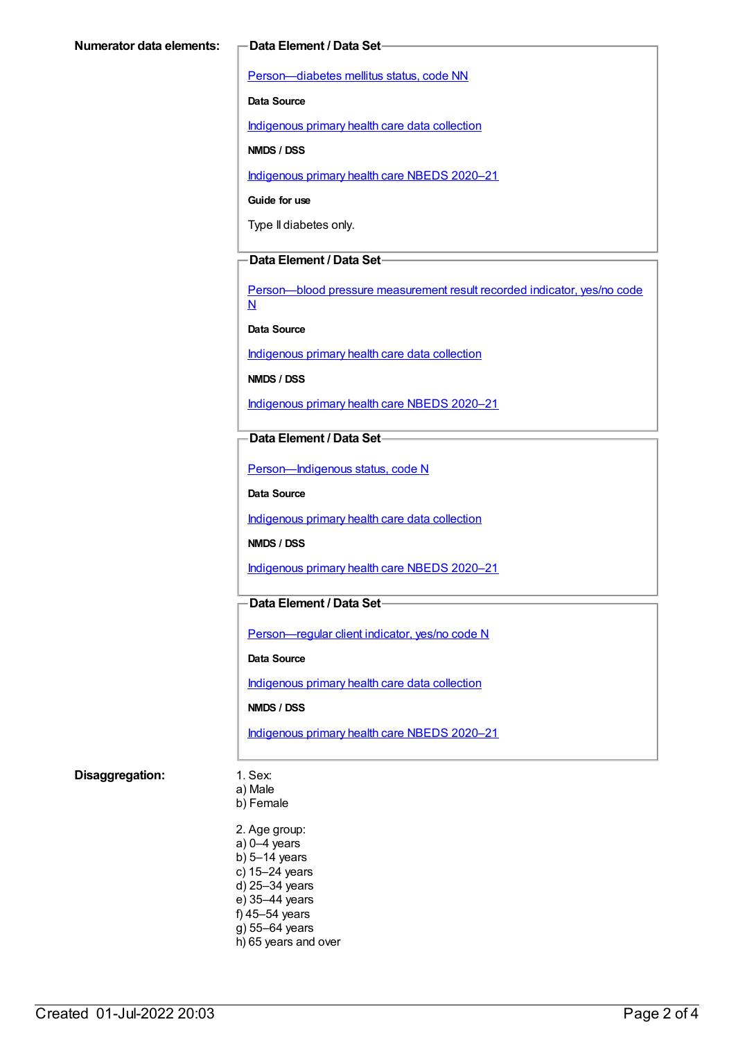**Numerator data elements:**

**Data Element / Data Set**

[Person—diabetes mellitus status, code NN]

**Data Source**

[Indigenous primary health care data collection]

**NMDS / DSS**

[Indigenous primary health care NBEDS 2020–21]

**Guide for use**

Type II diabetes only.

**Data Element / Data Set**

[Person—blood pressure measurement result recorded indicator, yes/no code N]

**Data Source**

[Indigenous primary health care data collection]

**NMDS / DSS**

[Indigenous primary health care NBEDS 2020–21]

**Data Element / Data Set**

[Person—Indigenous status, code N]

**Data Source**

[Indigenous primary health care data collection]

**NMDS / DSS**

[Indigenous primary health care NBEDS 2020–21]

**Data Element / Data Set**

[Person—regular client indicator, yes/no code N]

**Data Source**

[Indigenous primary health care data collection]

**NMDS / DSS**

[Indigenous primary health care NBEDS 2020–21]

**Disaggregation:**

1. Sex:
a) Male
b) Female

2. Age group:
a) 0–4 years
b) 5–14 years
c) 15–24 years
d) 25–34 years
e) 35–44 years
f) 45–54 years
g) 55–64 years
h) 65 years and over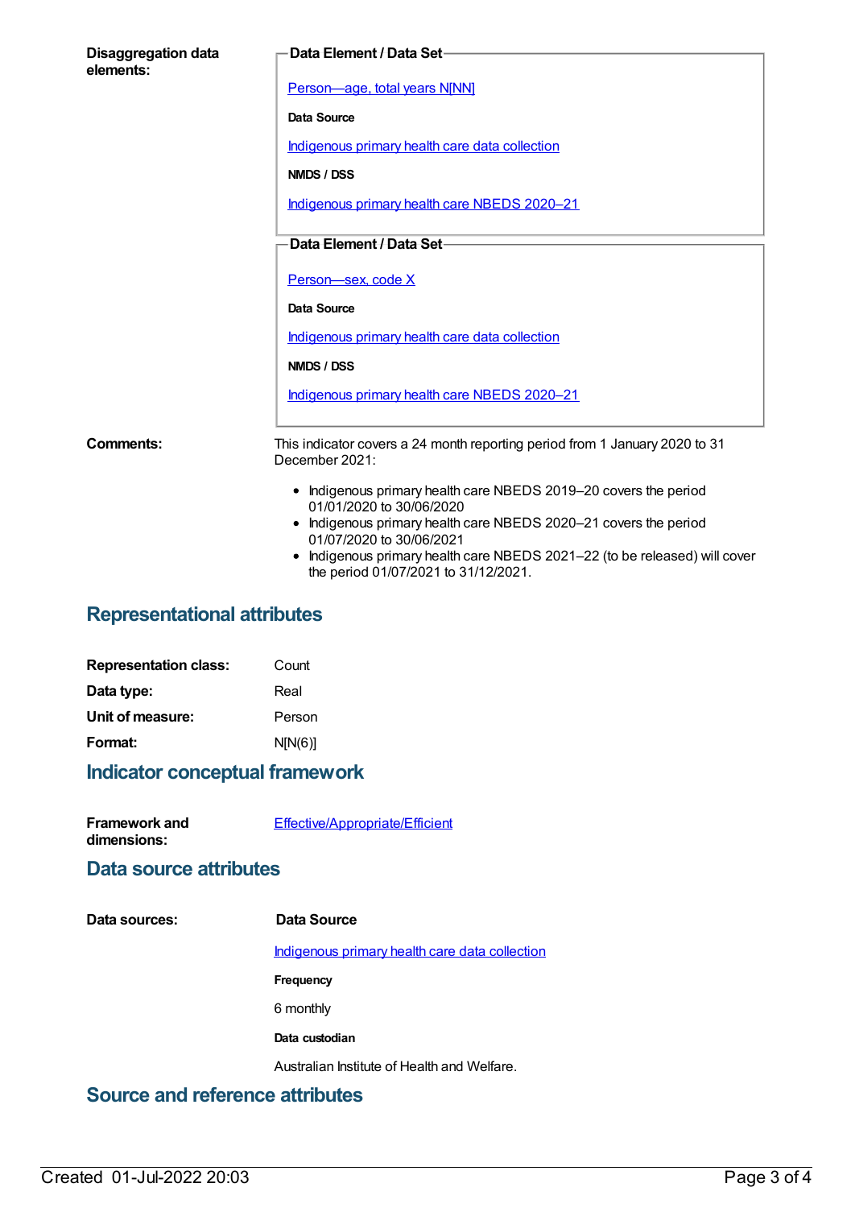**Disaggregation data elements:**

**Data Element / Data Set**

Person—age, total years N[NN]

**Data Source**

Indigenous primary health care data collection

**NMDS / DSS**

Indigenous primary health care NBEDS 2020–21

**Data Element / Data Set**

Person—sex, code X

**Data Source**

Indigenous primary health care data collection

**NMDS / DSS**

Indigenous primary health care NBEDS 2020–21

**Comments:**

This indicator covers a 24 month reporting period from 1 January 2020 to 31 December 2021:

- Indigenous primary health care NBEDS 2019–20 covers the period 01/01/2020 to 30/06/2020
- Indigenous primary health care NBEDS 2020–21 covers the period 01/07/2020 to 30/06/2021
- Indigenous primary health care NBEDS 2021–22 (to be released) will cover the period 01/07/2021 to 31/12/2021.

## Representational attributes

**Representation class:** Count

**Data type:** Real

**Unit of measure:** Person

**Format:** N[N(6)]

## Indicator conceptual framework

**Framework and dimensions:** Effective/Appropriate/Efficient

## Data source attributes

**Data sources:**

**Data Source**

Indigenous primary health care data collection

**Frequency**

6 monthly

**Data custodian**

Australian Institute of Health and Welfare.

## Source and reference attributes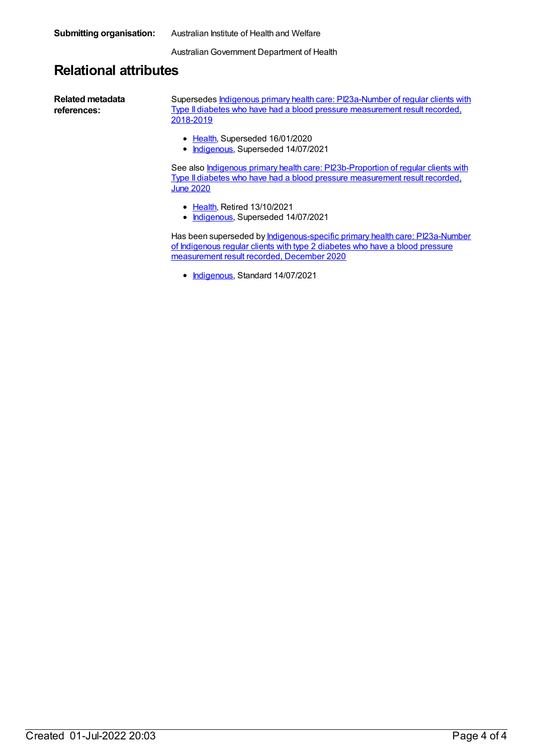**Submitting organisation:** Australian Institute of Health and Welfare

Australian Government Department of Health

## Relational attributes

**Related metadata references:**

Supersedes Indigenous primary health care: PI23a-Number of regular clients with Type II diabetes who have had a blood pressure measurement result recorded, 2018-2019

- Health, Superseded 16/01/2020
- Indigenous, Superseded 14/07/2021

See also Indigenous primary health care: PI23b-Proportion of regular clients with Type II diabetes who have had a blood pressure measurement result recorded, June 2020

- Health, Retired 13/10/2021
- Indigenous, Superseded 14/07/2021

Has been superseded by Indigenous-specific primary health care: PI23a-Number of Indigenous regular clients with type 2 diabetes who have a blood pressure measurement result recorded, December 2020

- Indigenous, Standard 14/07/2021